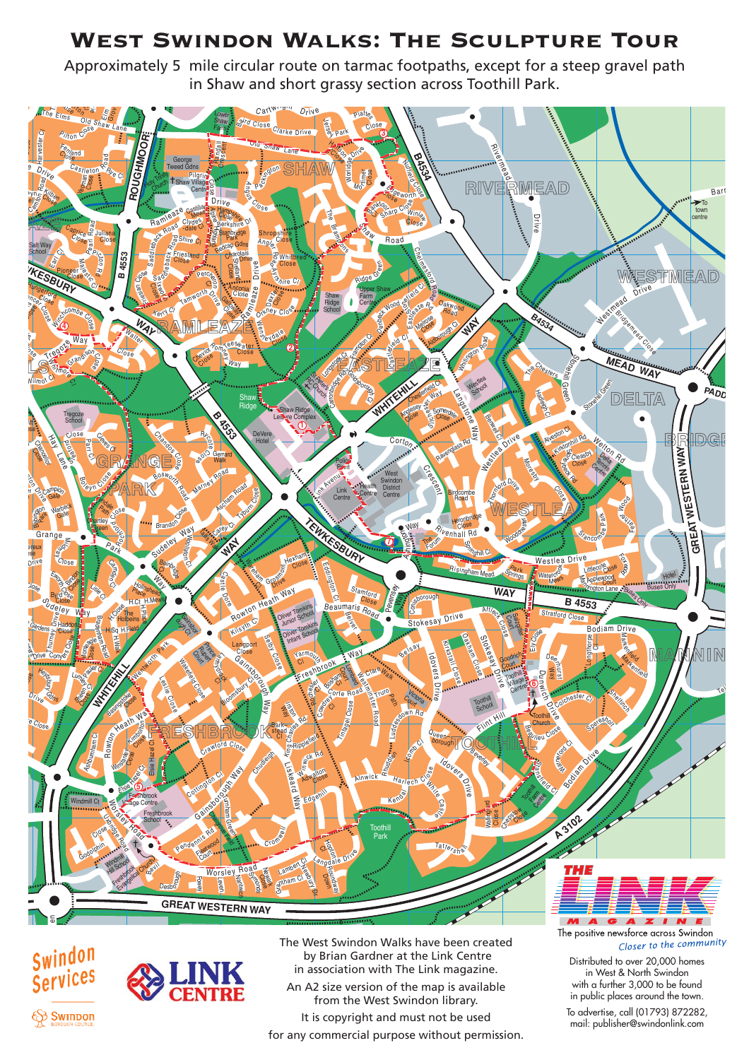# West Swindon Walks: The Sculpture Tour

Approximately 5 mile circular route on tarmac footpaths, except for a steep gravel path in Shaw and short grassy section across Toothill Park.

The West Swindon Walks have been created by Brian Gardner at the Link Centre in association with The Link magazine.

An A2 size version of the map is available from the West Swindon library.

It is copyright and must not be used for any commercial purpose without permission.

**THE LINK MAGAZINE**

The positive newsforce across Swindon

*Closer to the community*

Distributed to over 20,000 homes in West & North Swindon with a further 3,000 to be found in public places around the town.

To advertise, call (01793) 872282, mail: publisher@swindonlink.com

Swindon Services

LINK CENTRE

Swindon Borough Council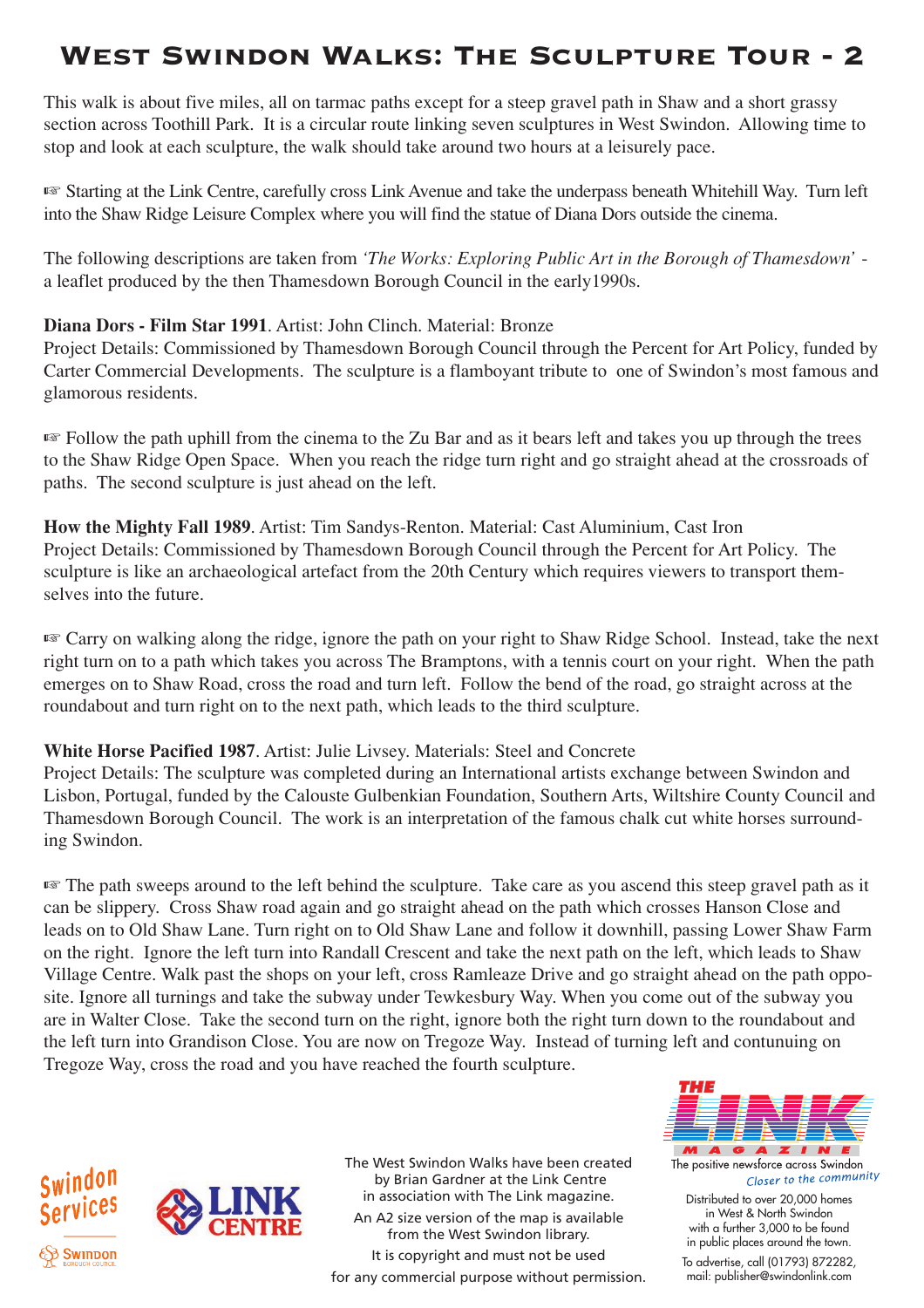# West Swindon Walks: The Sculpture Tour - 2

This walk is about five miles, all on tarmac paths except for a steep gravel path in Shaw and a short grassy section across Toothill Park. It is a circular route linking seven sculptures in West Swindon. Allowing time to stop and look at each sculpture, the walk should take around two hours at a leisurely pace.

☞ Starting at the Link Centre, carefully cross Link Avenue and take the underpass beneath Whitehill Way. Turn left into the Shaw Ridge Leisure Complex where you will find the statue of Diana Dors outside the cinema.

The following descriptions are taken from *'The Works: Exploring Public Art in the Borough of Thamesdown'* - a leaflet produced by the then Thamesdown Borough Council in the early1990s.

**Diana Dors - Film Star 1991**. Artist: John Clinch. Material: Bronze
Project Details: Commissioned by Thamesdown Borough Council through the Percent for Art Policy, funded by Carter Commercial Developments. The sculpture is a flamboyant tribute to one of Swindon's most famous and glamorous residents.

☞ Follow the path uphill from the cinema to the Zu Bar and as it bears left and takes you up through the trees to the Shaw Ridge Open Space. When you reach the ridge turn right and go straight ahead at the crossroads of paths. The second sculpture is just ahead on the left.

**How the Mighty Fall 1989**. Artist: Tim Sandys-Renton. Material: Cast Aluminium, Cast Iron
Project Details: Commissioned by Thamesdown Borough Council through the Percent for Art Policy. The sculpture is like an archaeological artefact from the 20th Century which requires viewers to transport themselves into the future.

☞ Carry on walking along the ridge, ignore the path on your right to Shaw Ridge School. Instead, take the next right turn on to a path which takes you across The Bramptons, with a tennis court on your right. When the path emerges on to Shaw Road, cross the road and turn left. Follow the bend of the road, go straight across at the roundabout and turn right on to the next path, which leads to the third sculpture.

**White Horse Pacified 1987**. Artist: Julie Livsey. Materials: Steel and Concrete
Project Details: The sculpture was completed during an International artists exchange between Swindon and Lisbon, Portugal, funded by the Calouste Gulbenkian Foundation, Southern Arts, Wiltshire County Council and Thamesdown Borough Council. The work is an interpretation of the famous chalk cut white horses surrounding Swindon.

☞ The path sweeps around to the left behind the sculpture. Take care as you ascend this steep gravel path as it can be slippery. Cross Shaw road again and go straight ahead on the path which crosses Hanson Close and leads on to Old Shaw Lane. Turn right on to Old Shaw Lane and follow it downhill, passing Lower Shaw Farm on the right. Ignore the left turn into Randall Crescent and take the next path on the left, which leads to Shaw Village Centre. Walk past the shops on your left, cross Ramleaze Drive and go straight ahead on the path opposite. Ignore all turnings and take the subway under Tewkesbury Way. When you come out of the subway you are in Walter Close. Take the second turn on the right, ignore both the right turn down to the roundabout and the left turn into Grandison Close. You are now on Tregoze Way. Instead of turning left and contunuing on Tregoze Way, cross the road and you have reached the fourth sculpture.

Swindon Services — Swindon Borough Council

LINK CENTRE

The West Swindon Walks have been created by Brian Gardner at the Link Centre in association with The Link magazine.
An A2 size version of the map is available from the West Swindon library.
It is copyright and must not be used for any commercial purpose without permission.

THE LINK MAGAZINE
The positive newsforce across Swindon
*Closer to the community*

Distributed to over 20,000 homes in West & North Swindon with a further 3,000 to be found in public places around the town.
To advertise, call (01793) 872282, mail: publisher@swindonlink.com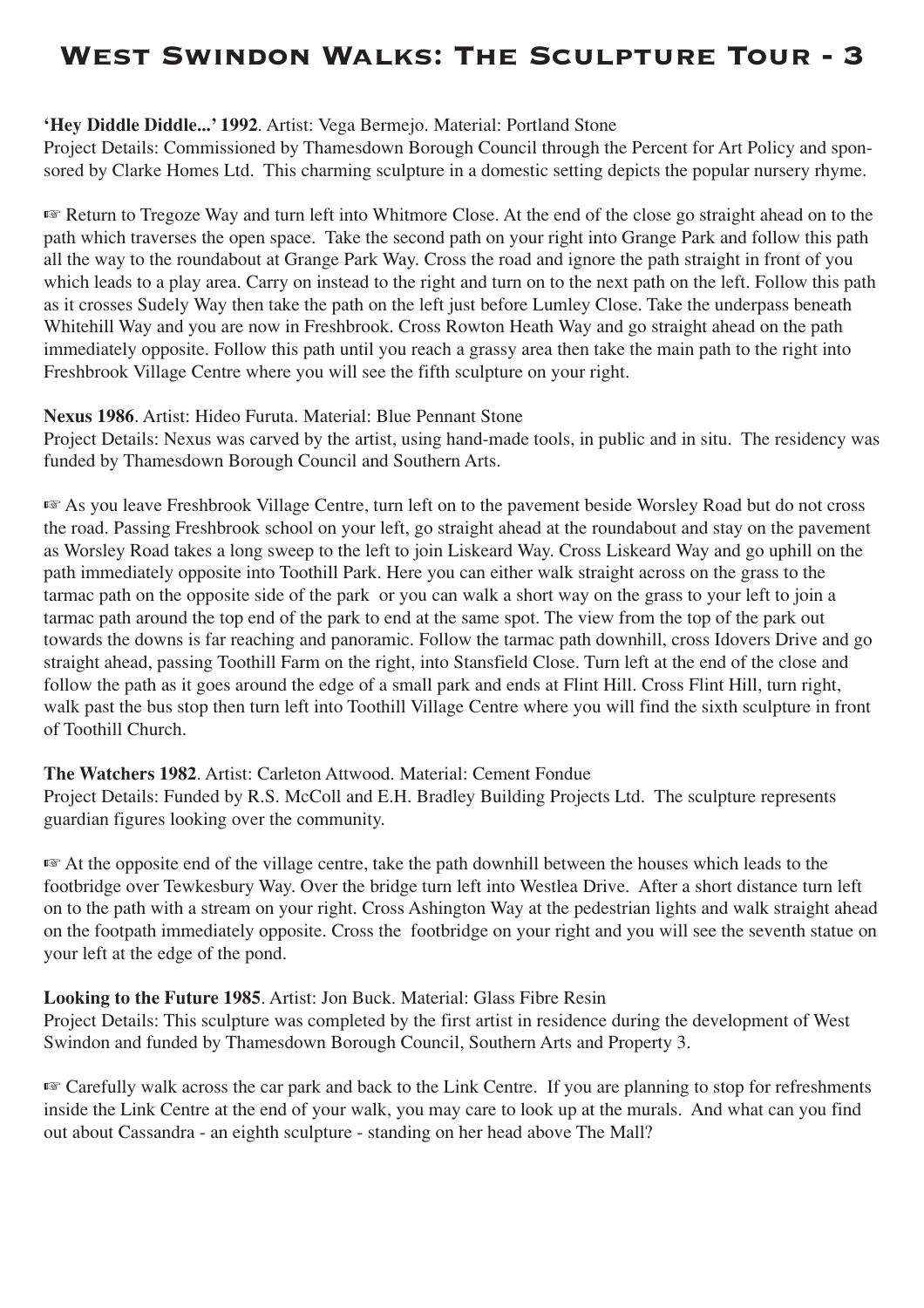# West Swindon Walks: The Sculpture Tour - 3

**'Hey Diddle Diddle...' 1992**. Artist: Vega Bermejo. Material: Portland Stone
Project Details: Commissioned by Thamesdown Borough Council through the Percent for Art Policy and sponsored by Clarke Homes Ltd. This charming sculpture in a domestic setting depicts the popular nursery rhyme.

☞ Return to Tregoze Way and turn left into Whitmore Close. At the end of the close go straight ahead on to the path which traverses the open space. Take the second path on your right into Grange Park and follow this path all the way to the roundabout at Grange Park Way. Cross the road and ignore the path straight in front of you which leads to a play area. Carry on instead to the right and turn on to the next path on the left. Follow this path as it crosses Sudely Way then take the path on the left just before Lumley Close. Take the underpass beneath Whitehill Way and you are now in Freshbrook. Cross Rowton Heath Way and go straight ahead on the path immediately opposite. Follow this path until you reach a grassy area then take the main path to the right into Freshbrook Village Centre where you will see the fifth sculpture on your right.

**Nexus 1986**. Artist: Hideo Furuta. Material: Blue Pennant Stone
Project Details: Nexus was carved by the artist, using hand-made tools, in public and in situ. The residency was funded by Thamesdown Borough Council and Southern Arts.

☞ As you leave Freshbrook Village Centre, turn left on to the pavement beside Worsley Road but do not cross the road. Passing Freshbrook school on your left, go straight ahead at the roundabout and stay on the pavement as Worsley Road takes a long sweep to the left to join Liskeard Way. Cross Liskeard Way and go uphill on the path immediately opposite into Toothill Park. Here you can either walk straight across on the grass to the tarmac path on the opposite side of the park or you can walk a short way on the grass to your left to join a tarmac path around the top end of the park to end at the same spot. The view from the top of the park out towards the downs is far reaching and panoramic. Follow the tarmac path downhill, cross Idovers Drive and go straight ahead, passing Toothill Farm on the right, into Stansfield Close. Turn left at the end of the close and follow the path as it goes around the edge of a small park and ends at Flint Hill. Cross Flint Hill, turn right, walk past the bus stop then turn left into Toothill Village Centre where you will find the sixth sculpture in front of Toothill Church.

**The Watchers 1982**. Artist: Carleton Attwood. Material: Cement Fondue
Project Details: Funded by R.S. McColl and E.H. Bradley Building Projects Ltd. The sculpture represents guardian figures looking over the community.

☞ At the opposite end of the village centre, take the path downhill between the houses which leads to the footbridge over Tewkesbury Way. Over the bridge turn left into Westlea Drive. After a short distance turn left on to the path with a stream on your right. Cross Ashington Way at the pedestrian lights and walk straight ahead on the footpath immediately opposite. Cross the footbridge on your right and you will see the seventh statue on your left at the edge of the pond.

**Looking to the Future 1985**. Artist: Jon Buck. Material: Glass Fibre Resin
Project Details: This sculpture was completed by the first artist in residence during the development of West Swindon and funded by Thamesdown Borough Council, Southern Arts and Property 3.

☞ Carefully walk across the car park and back to the Link Centre. If you are planning to stop for refreshments inside the Link Centre at the end of your walk, you may care to look up at the murals. And what can you find out about Cassandra - an eighth sculpture - standing on her head above The Mall?